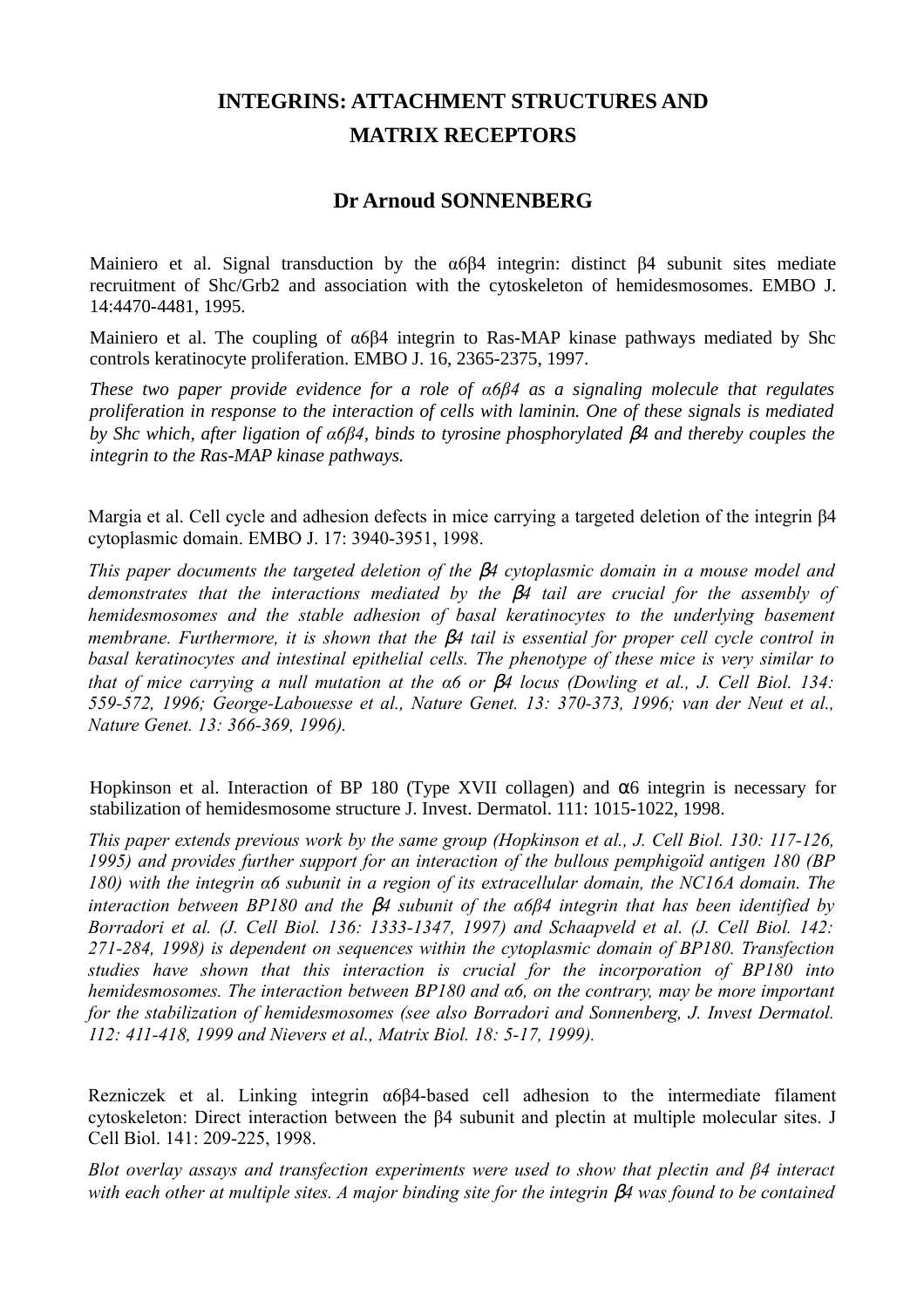# INTEGRINS: ATTACHMENT STRUCTURES AND MATRIX RECEPTORS

## Dr Arnoud SONNENBERG

Mainiero et al. Signal transduction by the α6β4 integrin: distinct β4 subunit sites mediate recruitment of Shc/Grb2 and association with the cytoskeleton of hemidesmosomes. EMBO J. 14:4470-4481, 1995.

Mainiero et al. The coupling of α6β4 integrin to Ras-MAP kinase pathways mediated by Shc controls keratinocyte proliferation. EMBO J. 16, 2365-2375, 1997.

*These two paper provide evidence for a role of α6β4 as a signaling molecule that regulates proliferation in response to the interaction of cells with laminin. One of these signals is mediated by Shc which, after ligation of α6β4, binds to tyrosine phosphorylated β4 and thereby couples the integrin to the Ras-MAP kinase pathways.*

Margia et al. Cell cycle and adhesion defects in mice carrying a targeted deletion of the integrin β4 cytoplasmic domain. EMBO J. 17: 3940-3951, 1998.

*This paper documents the targeted deletion of the β4 cytoplasmic domain in a mouse model and demonstrates that the interactions mediated by the β4 tail are crucial for the assembly of hemidesmosomes and the stable adhesion of basal keratinocytes to the underlying basement membrane. Furthermore, it is shown that the β4 tail is essential for proper cell cycle control in basal keratinocytes and intestinal epithelial cells. The phenotype of these mice is very similar to that of mice carrying a null mutation at the α6 or β4 locus (Dowling et al., J. Cell Biol. 134: 559-572, 1996; George-Labouesse et al., Nature Genet. 13: 370-373, 1996; van der Neut et al., Nature Genet. 13: 366-369, 1996).*

Hopkinson et al. Interaction of BP 180 (Type XVII collagen) and α6 integrin is necessary for stabilization of hemidesmosome structure J. Invest. Dermatol. 111: 1015-1022, 1998.

*This paper extends previous work by the same group (Hopkinson et al., J. Cell Biol. 130: 117-126, 1995) and provides further support for an interaction of the bullous pemphigoïd antigen 180 (BP 180) with the integrin α6 subunit in a region of its extracellular domain, the NC16A domain. The interaction between BP180 and the β4 subunit of the α6β4 integrin that has been identified by Borradori et al. (J. Cell Biol. 136: 1333-1347, 1997) and Schaapveld et al. (J. Cell Biol. 142: 271-284, 1998) is dependent on sequences within the cytoplasmic domain of BP180. Transfection studies have shown that this interaction is crucial for the incorporation of BP180 into hemidesmosomes. The interaction between BP180 and α6, on the contrary, may be more important for the stabilization of hemidesmosomes (see also Borradori and Sonnenberg, J. Invest Dermatol. 112: 411-418, 1999 and Nievers et al., Matrix Biol. 18: 5-17, 1999).*

Rezniczek et al. Linking integrin α6β4-based cell adhesion to the intermediate filament cytoskeleton: Direct interaction between the β4 subunit and plectin at multiple molecular sites. J Cell Biol. 141: 209-225, 1998.

*Blot overlay assays and transfection experiments were used to show that plectin and β4 interact with each other at multiple sites. A major binding site for the integrin β4 was found to be contained*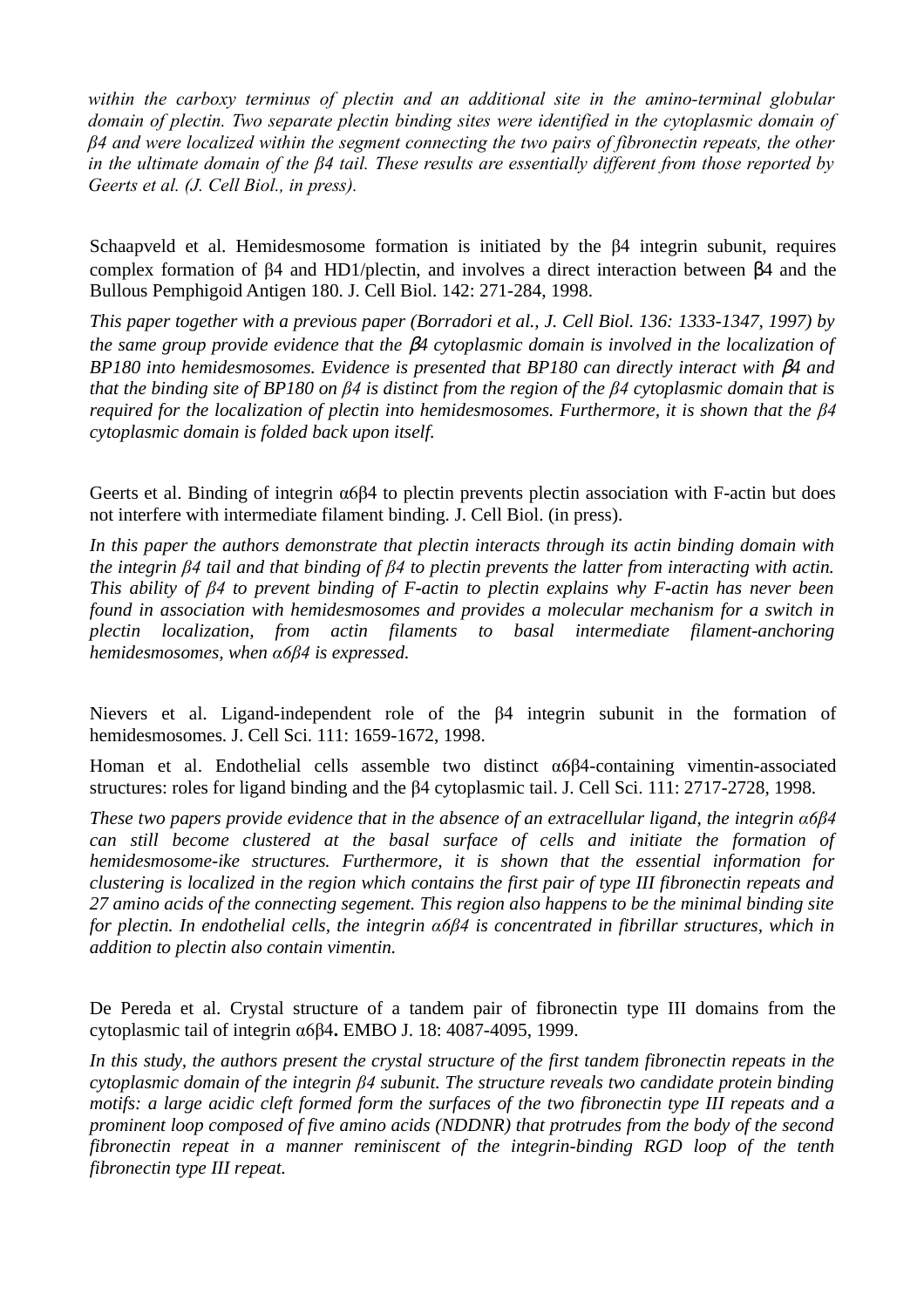*within the carboxy terminus of plectin and an additional site in the amino-terminal globular domain of plectin. Two separate plectin binding sites were identified in the cytoplasmic domain of β4 and were localized within the segment connecting the two pairs of fibronectin repeats, the other in the ultimate domain of the β4 tail. These results are essentially different from those reported by Geerts et al. (J. Cell Biol., in press).*

Schaapveld et al. Hemidesmosome formation is initiated by the β4 integrin subunit, requires complex formation of β4 and HD1/plectin, and involves a direct interaction between β4 and the Bullous Pemphigoid Antigen 180. J. Cell Biol. 142: 271-284, 1998.

*This paper together with a previous paper (Borradori et al., J. Cell Biol. 136: 1333-1347, 1997) by the same group provide evidence that the β4 cytoplasmic domain is involved in the localization of BP180 into hemidesmosomes. Evidence is presented that BP180 can directly interact with β4 and that the binding site of BP180 on β4 is distinct from the region of the β4 cytoplasmic domain that is required for the localization of plectin into hemidesmosomes. Furthermore, it is shown that the β4 cytoplasmic domain is folded back upon itself.*

Geerts et al. Binding of integrin α6β4 to plectin prevents plectin association with F-actin but does not interfere with intermediate filament binding. J. Cell Biol. (in press).

*In this paper the authors demonstrate that plectin interacts through its actin binding domain with the integrin β4 tail and that binding of β4 to plectin prevents the latter from interacting with actin. This ability of β4 to prevent binding of F-actin to plectin explains why F-actin has never been found in association with hemidesmosomes and provides a molecular mechanism for a switch in plectin localization, from actin filaments to basal intermediate filament-anchoring hemidesmosomes, when α6β4 is expressed.*

Nievers et al. Ligand-independent role of the β4 integrin subunit in the formation of hemidesmosomes. J. Cell Sci. 111: 1659-1672, 1998.

Homan et al. Endothelial cells assemble two distinct α6β4-containing vimentin-associated structures: roles for ligand binding and the β4 cytoplasmic tail. J. Cell Sci. 111: 2717-2728, 1998.

*These two papers provide evidence that in the absence of an extracellular ligand, the integrin α6β4 can still become clustered at the basal surface of cells and initiate the formation of hemidesmosome-ike structures. Furthermore, it is shown that the essential information for clustering is localized in the region which contains the first pair of type III fibronectin repeats and 27 amino acids of the connecting segement. This region also happens to be the minimal binding site for plectin. In endothelial cells, the integrin α6β4 is concentrated in fibrillar structures, which in addition to plectin also contain vimentin.*

De Pereda et al. Crystal structure of a tandem pair of fibronectin type III domains from the cytoplasmic tail of integrin α6β4**.** EMBO J. 18: 4087-4095, 1999.

*In this study, the authors present the crystal structure of the first tandem fibronectin repeats in the cytoplasmic domain of the integrin β4 subunit. The structure reveals two candidate protein binding motifs: a large acidic cleft formed form the surfaces of the two fibronectin type III repeats and a prominent loop composed of five amino acids (NDDNR) that protrudes from the body of the second fibronectin repeat in a manner reminiscent of the integrin-binding RGD loop of the tenth fibronectin type III repeat.*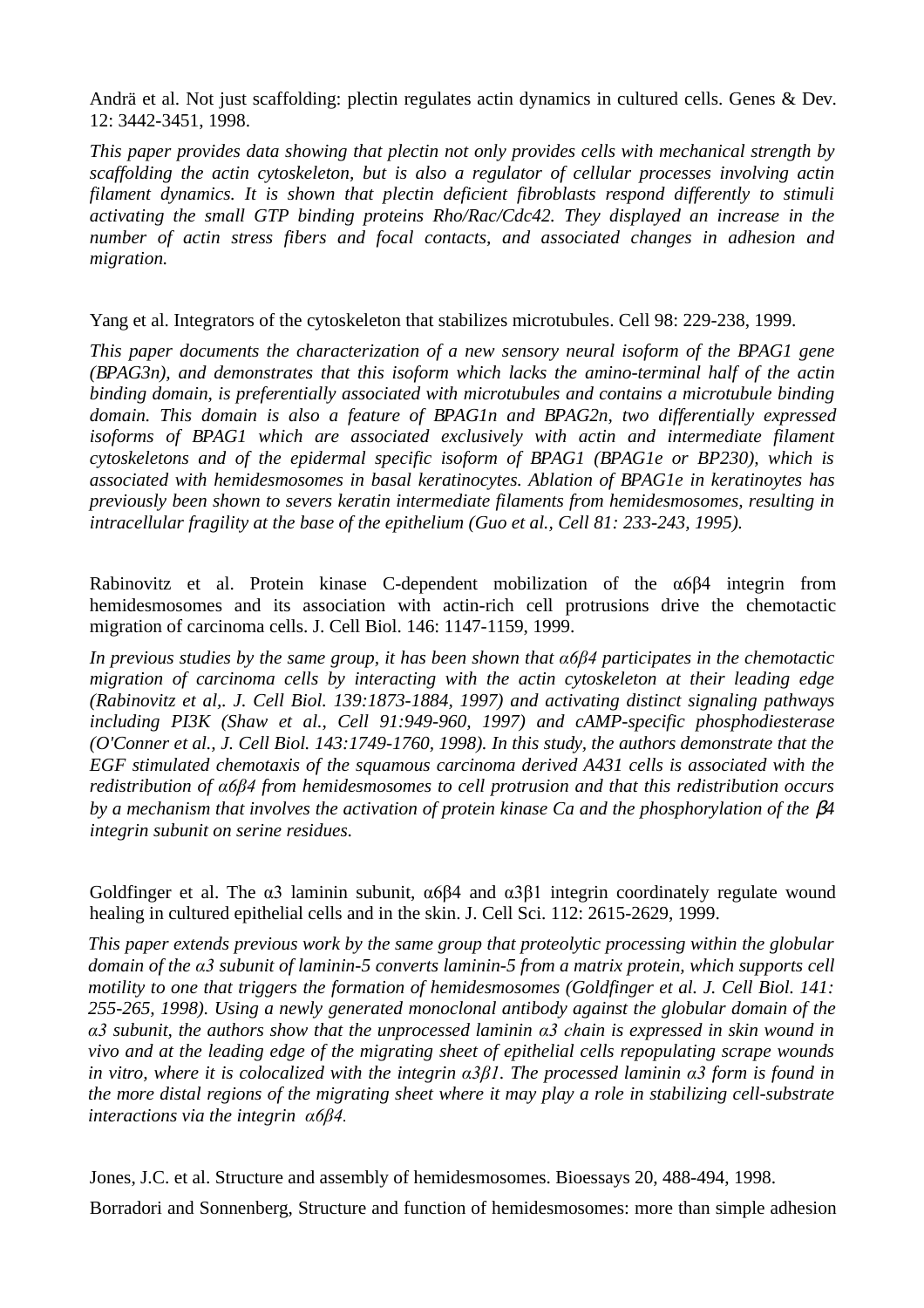Andrä et al. Not just scaffolding: plectin regulates actin dynamics in cultured cells. Genes & Dev. 12: 3442-3451, 1998.

*This paper provides data showing that plectin not only provides cells with mechanical strength by scaffolding the actin cytoskeleton, but is also a regulator of cellular processes involving actin filament dynamics. It is shown that plectin deficient fibroblasts respond differently to stimuli activating the small GTP binding proteins Rho/Rac/Cdc42. They displayed an increase in the number of actin stress fibers and focal contacts, and associated changes in adhesion and migration.*

Yang et al. Integrators of the cytoskeleton that stabilizes microtubules. Cell 98: 229-238, 1999.

*This paper documents the characterization of a new sensory neural isoform of the BPAG1 gene (BPAG3n), and demonstrates that this isoform which lacks the amino-terminal half of the actin binding domain, is preferentially associated with microtubules and contains a microtubule binding domain. This domain is also a feature of BPAG1n and BPAG2n, two differentially expressed isoforms of BPAG1 which are associated exclusively with actin and intermediate filament cytoskeletons and of the epidermal specific isoform of BPAG1 (BPAG1e or BP230), which is associated with hemidesmosomes in basal keratinocytes. Ablation of BPAG1e in keratinoytes has previously been shown to severs keratin intermediate filaments from hemidesmosomes, resulting in intracellular fragility at the base of the epithelium (Guo et al., Cell 81: 233-243, 1995).*

Rabinovitz et al. Protein kinase C-dependent mobilization of the α6β4 integrin from hemidesmosomes and its association with actin-rich cell protrusions drive the chemotactic migration of carcinoma cells. J. Cell Biol. 146: 1147-1159, 1999.

*In previous studies by the same group, it has been shown that α6β4 participates in the chemotactic migration of carcinoma cells by interacting with the actin cytoskeleton at their leading edge (Rabinovitz et al,. J. Cell Biol. 139:1873-1884, 1997) and activating distinct signaling pathways including PI3K (Shaw et al., Cell 91:949-960, 1997) and cAMP-specific phosphodiesterase (O'Conner et al., J. Cell Biol. 143:1749-1760, 1998). In this study, the authors demonstrate that the EGF stimulated chemotaxis of the squamous carcinoma derived A431 cells is associated with the redistribution of α6β4 from hemidesmosomes to cell protrusion and that this redistribution occurs by a mechanism that involves the activation of protein kinase Ca and the phosphorylation of the β4 integrin subunit on serine residues.*

Goldfinger et al. The α3 laminin subunit, α6β4 and α3β1 integrin coordinately regulate wound healing in cultured epithelial cells and in the skin. J. Cell Sci. 112: 2615-2629, 1999.

*This paper extends previous work by the same group that proteolytic processing within the globular domain of the α3 subunit of laminin-5 converts laminin-5 from a matrix protein, which supports cell motility to one that triggers the formation of hemidesmosomes (Goldfinger et al. J. Cell Biol. 141: 255-265, 1998). Using a newly generated monoclonal antibody against the globular domain of the α3 subunit, the authors show that the unprocessed laminin α3 chain is expressed in skin wound in vivo and at the leading edge of the migrating sheet of epithelial cells repopulating scrape wounds in vitro, where it is colocalized with the integrin α3β1. The processed laminin α3 form is found in the more distal regions of the migrating sheet where it may play a role in stabilizing cell-substrate interactions via the integrin α6β4.*

Jones, J.C. et al. Structure and assembly of hemidesmosomes. Bioessays 20, 488-494, 1998.

Borradori and Sonnenberg, Structure and function of hemidesmosomes: more than simple adhesion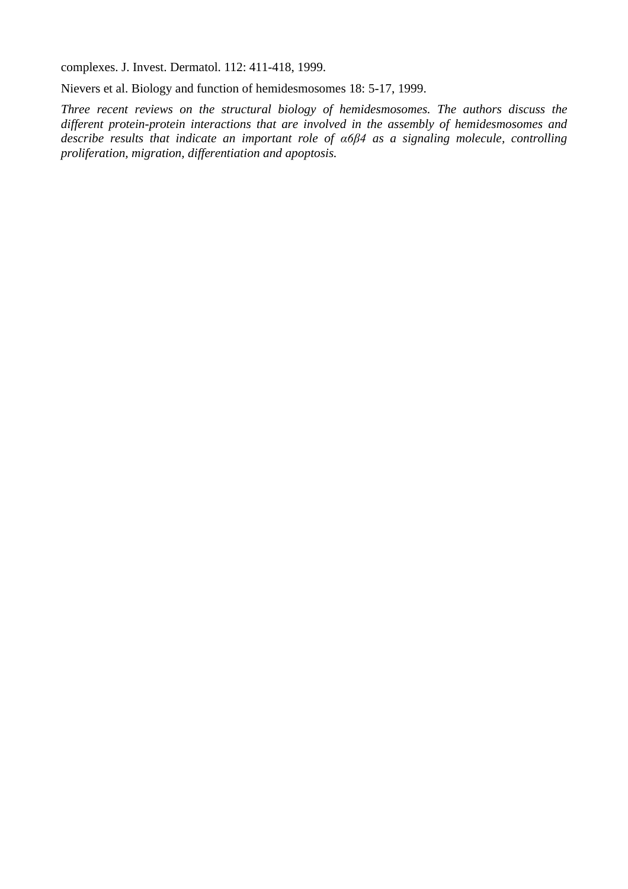complexes. J. Invest. Dermatol. 112: 411-418, 1999.

Nievers et al. Biology and function of hemidesmosomes 18: 5-17, 1999.

*Three recent reviews on the structural biology of hemidesmosomes. The authors discuss the different protein-protein interactions that are involved in the assembly of hemidesmosomes and describe results that indicate an important role of α6β4 as a signaling molecule, controlling proliferation, migration, differentiation and apoptosis.*